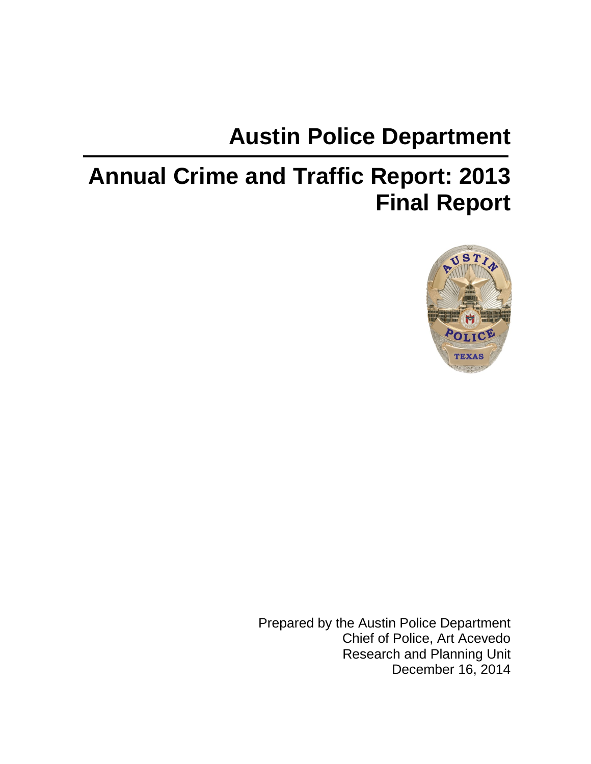# Austin Police Department

# Annual Crime and Traffic Report: 2013
# Final Report

Prepared by the Austin Police Department
Chief of Police, Art Acevedo
Research and Planning Unit
December 16, 2014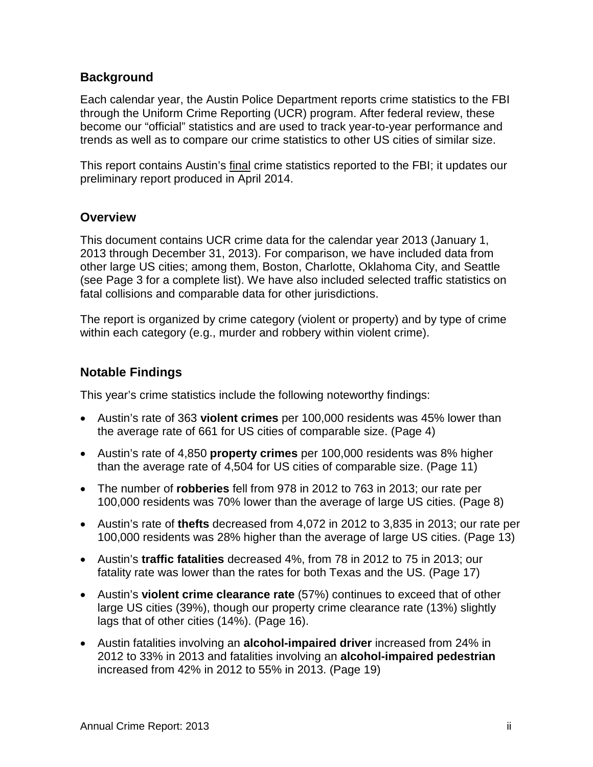## Background

Each calendar year, the Austin Police Department reports crime statistics to the FBI through the Uniform Crime Reporting (UCR) program. After federal review, these become our "official" statistics and are used to track year-to-year performance and trends as well as to compare our crime statistics to other US cities of similar size.

This report contains Austin's final crime statistics reported to the FBI; it updates our preliminary report produced in April 2014.

## Overview

This document contains UCR crime data for the calendar year 2013 (January 1, 2013 through December 31, 2013). For comparison, we have included data from other large US cities; among them, Boston, Charlotte, Oklahoma City, and Seattle (see Page 3 for a complete list). We have also included selected traffic statistics on fatal collisions and comparable data for other jurisdictions.

The report is organized by crime category (violent or property) and by type of crime within each category (e.g., murder and robbery within violent crime).

## Notable Findings

This year's crime statistics include the following noteworthy findings:

- Austin's rate of 363 **violent crimes** per 100,000 residents was 45% lower than the average rate of 661 for US cities of comparable size. (Page 4)
- Austin's rate of 4,850 **property crimes** per 100,000 residents was 8% higher than the average rate of 4,504 for US cities of comparable size. (Page 11)
- The number of **robberies** fell from 978 in 2012 to 763 in 2013; our rate per 100,000 residents was 70% lower than the average of large US cities. (Page 8)
- Austin's rate of **thefts** decreased from 4,072 in 2012 to 3,835 in 2013; our rate per 100,000 residents was 28% higher than the average of large US cities. (Page 13)
- Austin's **traffic fatalities** decreased 4%, from 78 in 2012 to 75 in 2013; our fatality rate was lower than the rates for both Texas and the US. (Page 17)
- Austin's **violent crime clearance rate** (57%) continues to exceed that of other large US cities (39%), though our property crime clearance rate (13%) slightly lags that of other cities (14%). (Page 16).
- Austin fatalities involving an **alcohol-impaired driver** increased from 24% in 2012 to 33% in 2013 and fatalities involving an **alcohol-impaired pedestrian** increased from 42% in 2012 to 55% in 2013. (Page 19)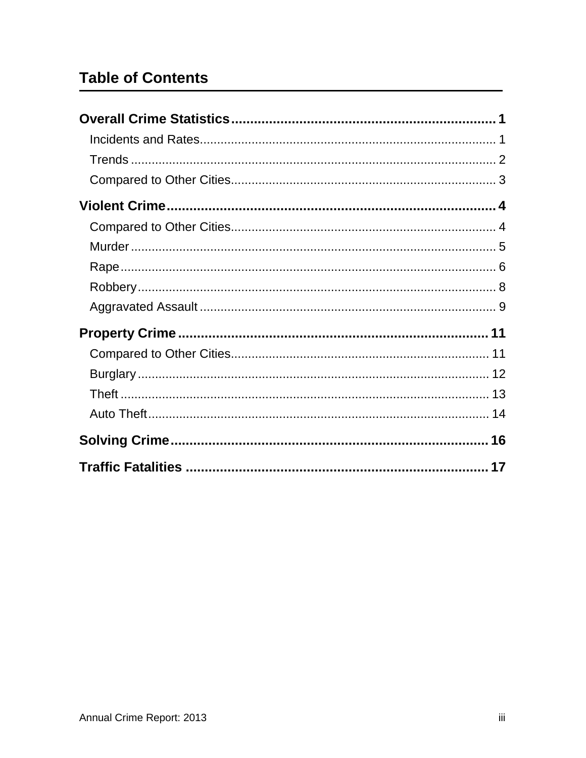## Table of Contents

**Overall Crime Statistics** ........................................................ **1**

- Incidents and Rates ........................................................ 1
- Trends ........................................................ 2
- Compared to Other Cities ........................................................ 3

**Violent Crime** ........................................................ **4**

- Compared to Other Cities ........................................................ 4
- Murder ........................................................ 5
- Rape ........................................................ 6
- Robbery ........................................................ 8
- Aggravated Assault ........................................................ 9

**Property Crime** ........................................................ **11**

- Compared to Other Cities ........................................................ 11
- Burglary ........................................................ 12
- Theft ........................................................ 13
- Auto Theft ........................................................ 14

**Solving Crime** ........................................................ **16**

**Traffic Fatalities** ........................................................ **17**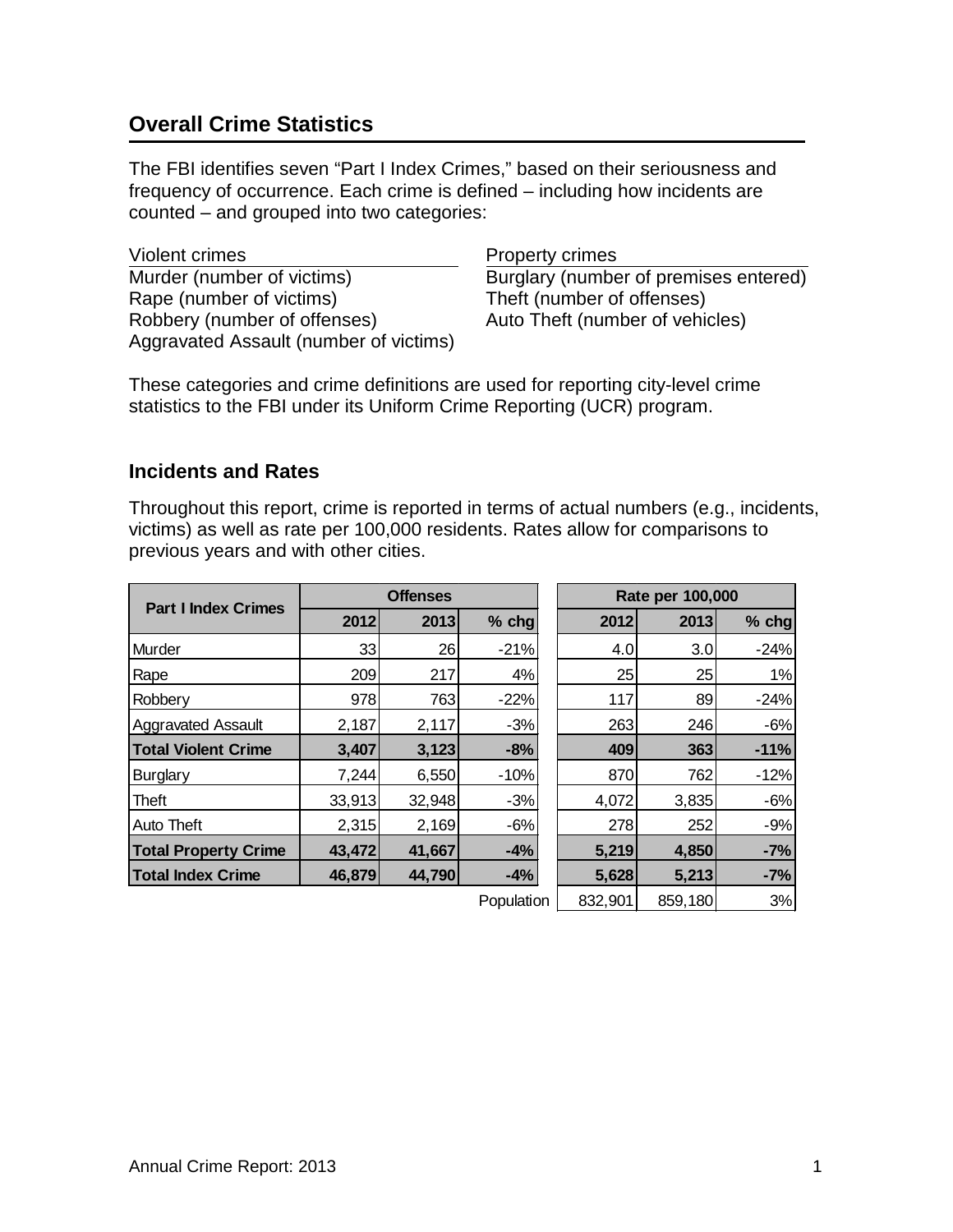## Overall Crime Statistics

The FBI identifies seven "Part I Index Crimes," based on their seriousness and frequency of occurrence. Each crime is defined – including how incidents are counted – and grouped into two categories:

| Violent crimes | Property crimes |
|---|---|
| Murder (number of victims) | Burglary (number of premises entered) |
| Rape (number of victims) | Theft (number of offenses) |
| Robbery (number of offenses) | Auto Theft (number of vehicles) |
| Aggravated Assault (number of victims) | |

These categories and crime definitions are used for reporting city-level crime statistics to the FBI under its Uniform Crime Reporting (UCR) program.

### Incidents and Rates

Throughout this report, crime is reported in terms of actual numbers (e.g., incidents, victims) as well as rate per 100,000 residents. Rates allow for comparisons to previous years and with other cities.

| Part I Index Crimes | Offenses | | | Rate per 100,000 | | |
|---|---|---|---|---|---|---|
| | 2012 | 2013 | % chg | 2012 | 2013 | % chg |
| Murder | 33 | 26 | -21% | 4.0 | 3.0 | -24% |
| Rape | 209 | 217 | 4% | 25 | 25 | 1% |
| Robbery | 978 | 763 | -22% | 117 | 89 | -24% |
| Aggravated Assault | 2,187 | 2,117 | -3% | 263 | 246 | -6% |
| **Total Violent Crime** | **3,407** | **3,123** | **-8%** | **409** | **363** | **-11%** |
| Burglary | 7,244 | 6,550 | -10% | 870 | 762 | -12% |
| Theft | 33,913 | 32,948 | -3% | 4,072 | 3,835 | -6% |
| Auto Theft | 2,315 | 2,169 | -6% | 278 | 252 | -9% |
| **Total Property Crime** | **43,472** | **41,667** | **-4%** | **5,219** | **4,850** | **-7%** |
| **Total Index Crime** | **46,879** | **44,790** | **-4%** | **5,628** | **5,213** | **-7%** |
| | | | Population | 832,901 | 859,180 | 3% |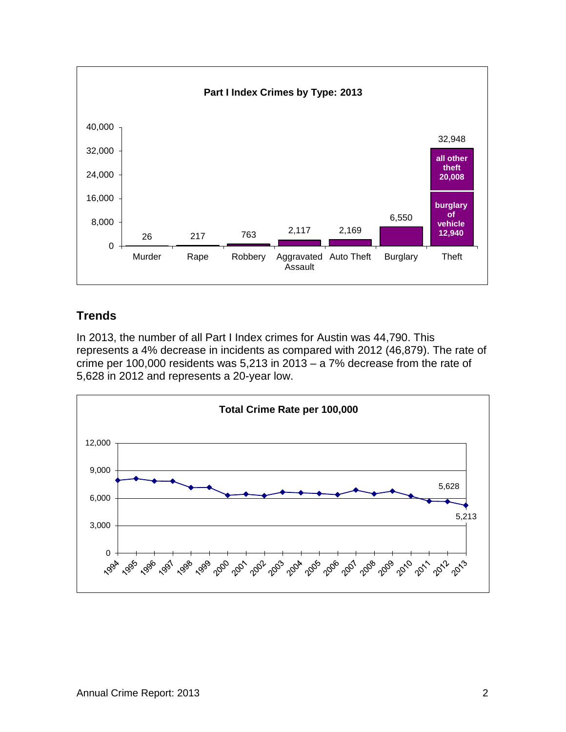**Part I Index Crimes by Type: 2013**

| Type | Count |
|---|---|
| Murder | 26 |
| Rape | 217 |
| Robbery | 763 |
| Aggravated Assault | 2,117 |
| Auto Theft | 2,169 |
| Burglary | 6,550 |
| Theft | 32,948 (burglary of vehicle 12,940; all other theft 20,008) |

## Trends

In 2013, the number of all Part I Index crimes for Austin was 44,790. This represents a 4% decrease in incidents as compared with 2012 (46,879). The rate of crime per 100,000 residents was 5,213 in 2013 – a 7% decrease from the rate of 5,628 in 2012 and represents a 20-year low.

**Total Crime Rate per 100,000**

(Line chart, 1994–2013; labeled values: 2012: 5,628; 2013: 5,213)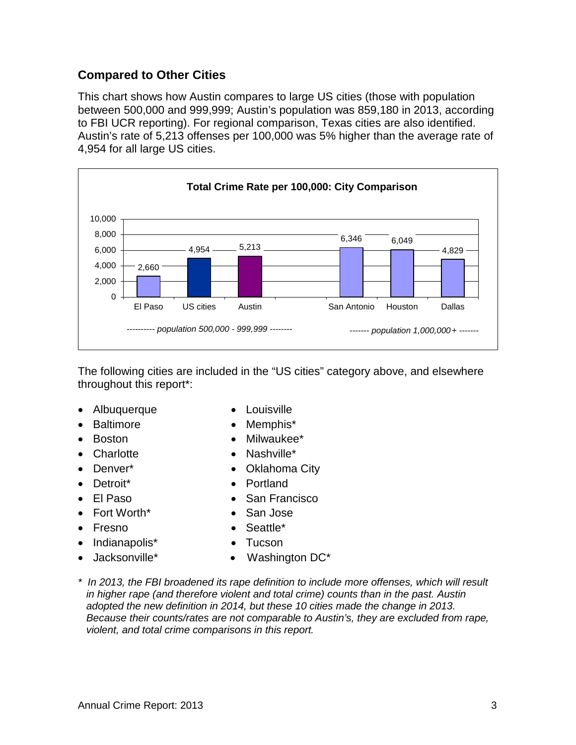## Compared to Other Cities

This chart shows how Austin compares to large US cities (those with population between 500,000 and 999,999; Austin's population was 859,180 in 2013, according to FBI UCR reporting). For regional comparison, Texas cities are also identified. Austin's rate of 5,213 offenses per 100,000 was 5% higher than the average rate of 4,954 for all large US cities.

**Total Crime Rate per 100,000: City Comparison**

| City | Total Crime Rate per 100,000 | Population Group |
|---|---|---|
| El Paso | 2,660 | population 500,000 - 999,999 |
| US cities | 4,954 | population 500,000 - 999,999 |
| Austin | 5,213 | population 500,000 - 999,999 |
| San Antonio | 6,346 | population 1,000,000+ |
| Houston | 6,049 | population 1,000,000+ |
| Dallas | 4,829 | population 1,000,000+ |

The following cities are included in the "US cities" category above, and elsewhere throughout this report*:

- Albuquerque
- Baltimore
- Boston
- Charlotte
- Denver*
- Detroit*
- El Paso
- Fort Worth*
- Fresno
- Indianapolis*
- Jacksonville*
- Louisville
- Memphis*
- Milwaukee*
- Nashville*
- Oklahoma City
- Portland
- San Francisco
- San Jose
- Seattle*
- Tucson
- Washington DC*

*\* In 2013, the FBI broadened its rape definition to include more offenses, which will result in higher rape (and therefore violent and total crime) counts than in the past. Austin adopted the new definition in 2014, but these 10 cities made the change in 2013. Because their counts/rates are not comparable to Austin's, they are excluded from rape, violent, and total crime comparisons in this report.*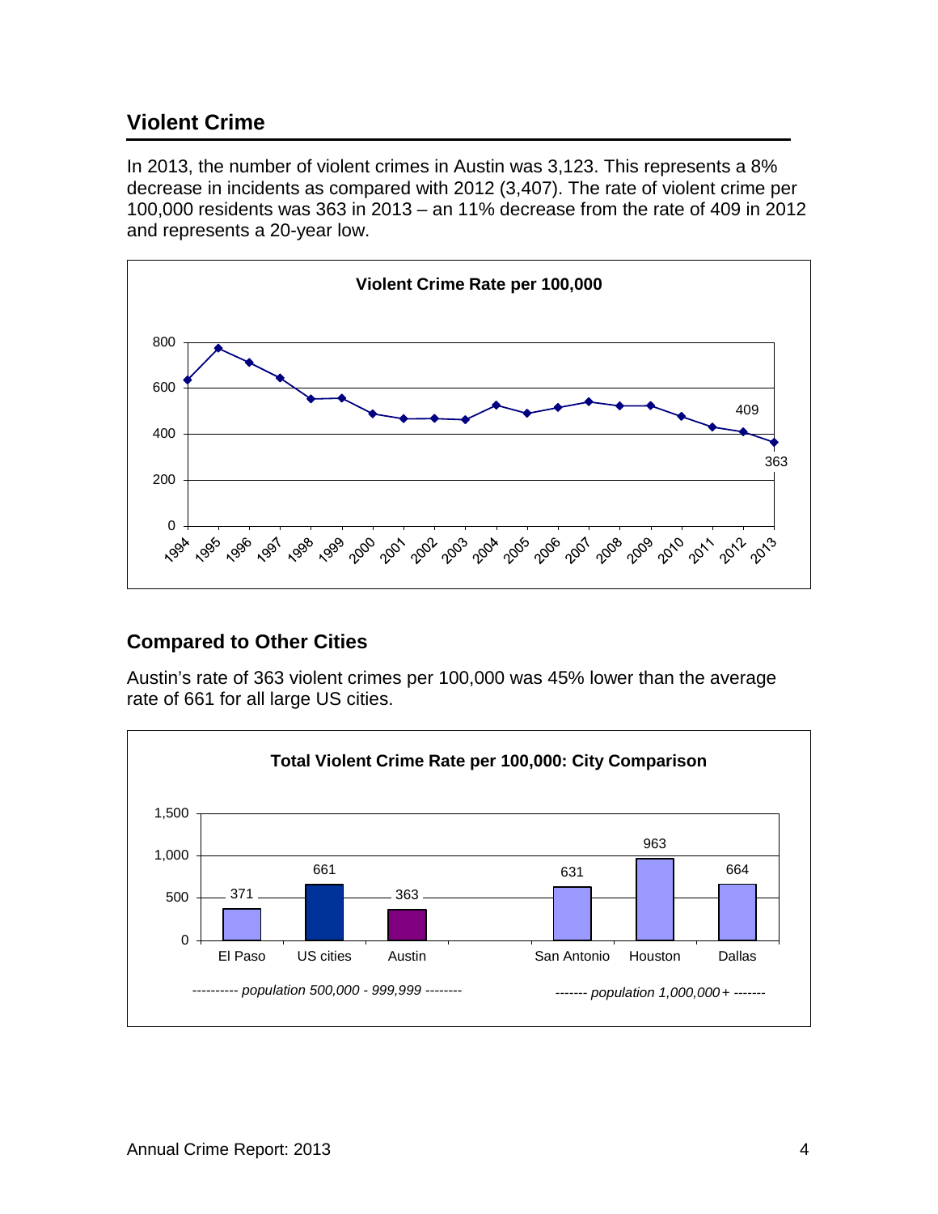## Violent Crime

In 2013, the number of violent crimes in Austin was 3,123. This represents a 8% decrease in incidents as compared with 2012 (3,407). The rate of violent crime per 100,000 residents was 363 in 2013 – an 11% decrease from the rate of 409 in 2012 and represents a 20-year low.

**Violent Crime Rate per 100,000**

| Year | Rate |
|---|---|
| 2012 | 409 |
| 2013 | 363 |

## Compared to Other Cities

Austin's rate of 363 violent crimes per 100,000 was 45% lower than the average rate of 661 for all large US cities.

**Total Violent Crime Rate per 100,000: City Comparison**

| City | Rate | Population group |
|---|---|---|
| El Paso | 371 | population 500,000 - 999,999 |
| US cities | 661 | population 500,000 - 999,999 |
| Austin | 363 | population 500,000 - 999,999 |
| San Antonio | 631 | population 1,000,000+ |
| Houston | 963 | population 1,000,000+ |
| Dallas | 664 | population 1,000,000+ |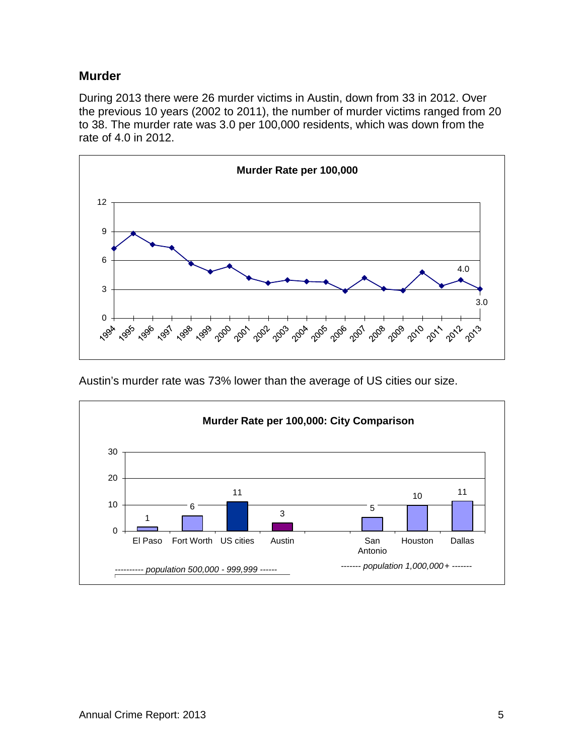## Murder

During 2013 there were 26 murder victims in Austin, down from 33 in 2012. Over the previous 10 years (2002 to 2011), the number of murder victims ranged from 20 to 38. The murder rate was 3.0 per 100,000 residents, which was down from the rate of 4.0 in 2012.

**Murder Rate per 100,000**

Austin's murder rate was 73% lower than the average of US cities our size.

**Murder Rate per 100,000: City Comparison**

| Population group | City | Murder Rate per 100,000 |
|---|---|---|
| population 500,000 - 999,999 | El Paso | 1 |
| | Fort Worth | 6 |
| | US cities | 11 |
| | Austin | 3 |
| population 1,000,000+ | San Antonio | 5 |
| | Houston | 10 |
| | Dallas | 11 |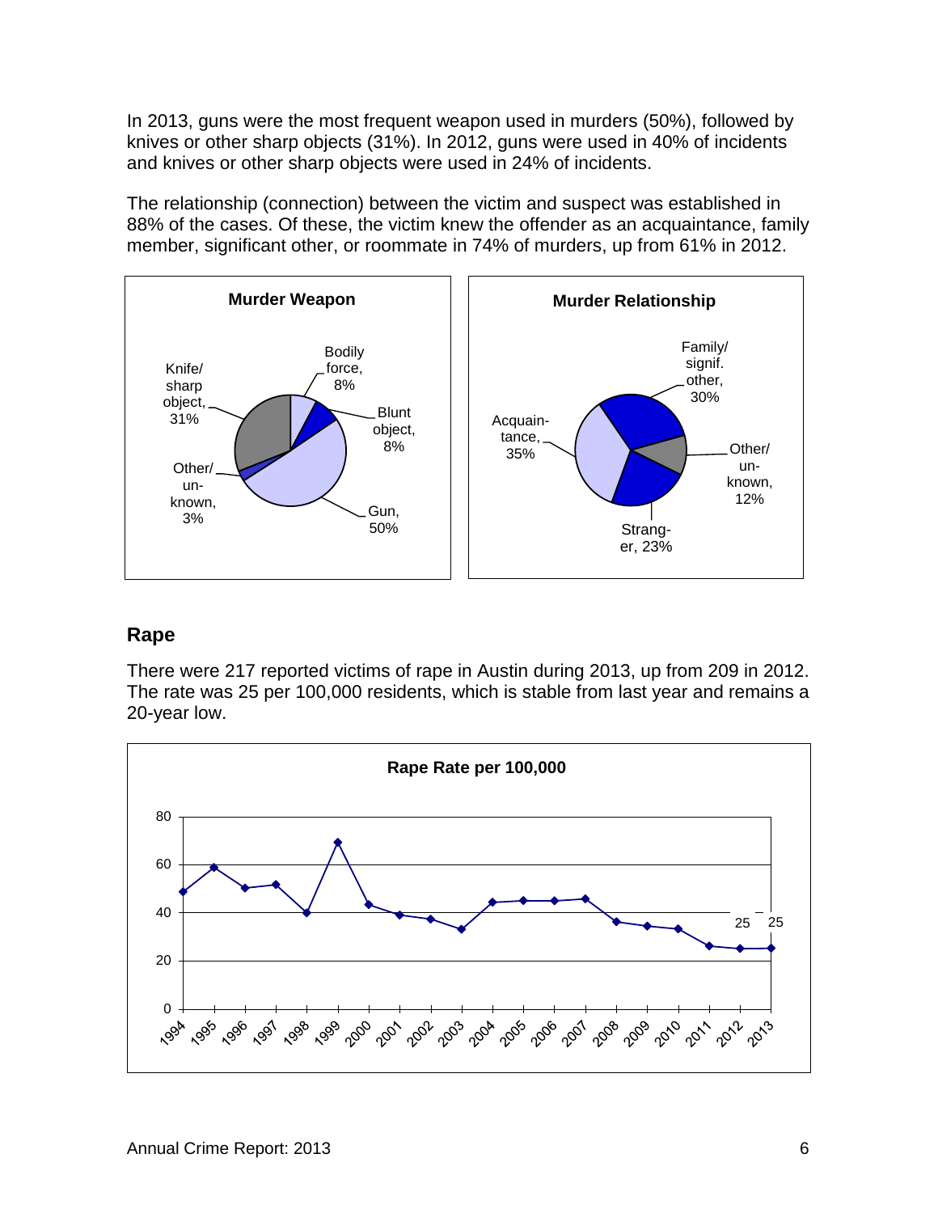In 2013, guns were the most frequent weapon used in murders (50%), followed by knives or other sharp objects (31%). In 2012, guns were used in 40% of incidents and knives or other sharp objects were used in 24% of incidents.

The relationship (connection) between the victim and suspect was established in 88% of the cases. Of these, the victim knew the offender as an acquaintance, family member, significant other, or roommate in 74% of murders, up from 61% in 2012.

**Murder Weapon**

Knife/sharp object, 31%; Bodily force, 8%; Blunt object, 8%; Gun, 50%; Other/unknown, 3%

**Murder Relationship**

Family/signif. other, 30%; Other/unknown, 12%; Stranger, 23%; Acquaintance, 35%

## Rape

There were 217 reported victims of rape in Austin during 2013, up from 209 in 2012. The rate was 25 per 100,000 residents, which is stable from last year and remains a 20-year low.

**Rape Rate per 100,000**

2012: 25; 2013: 25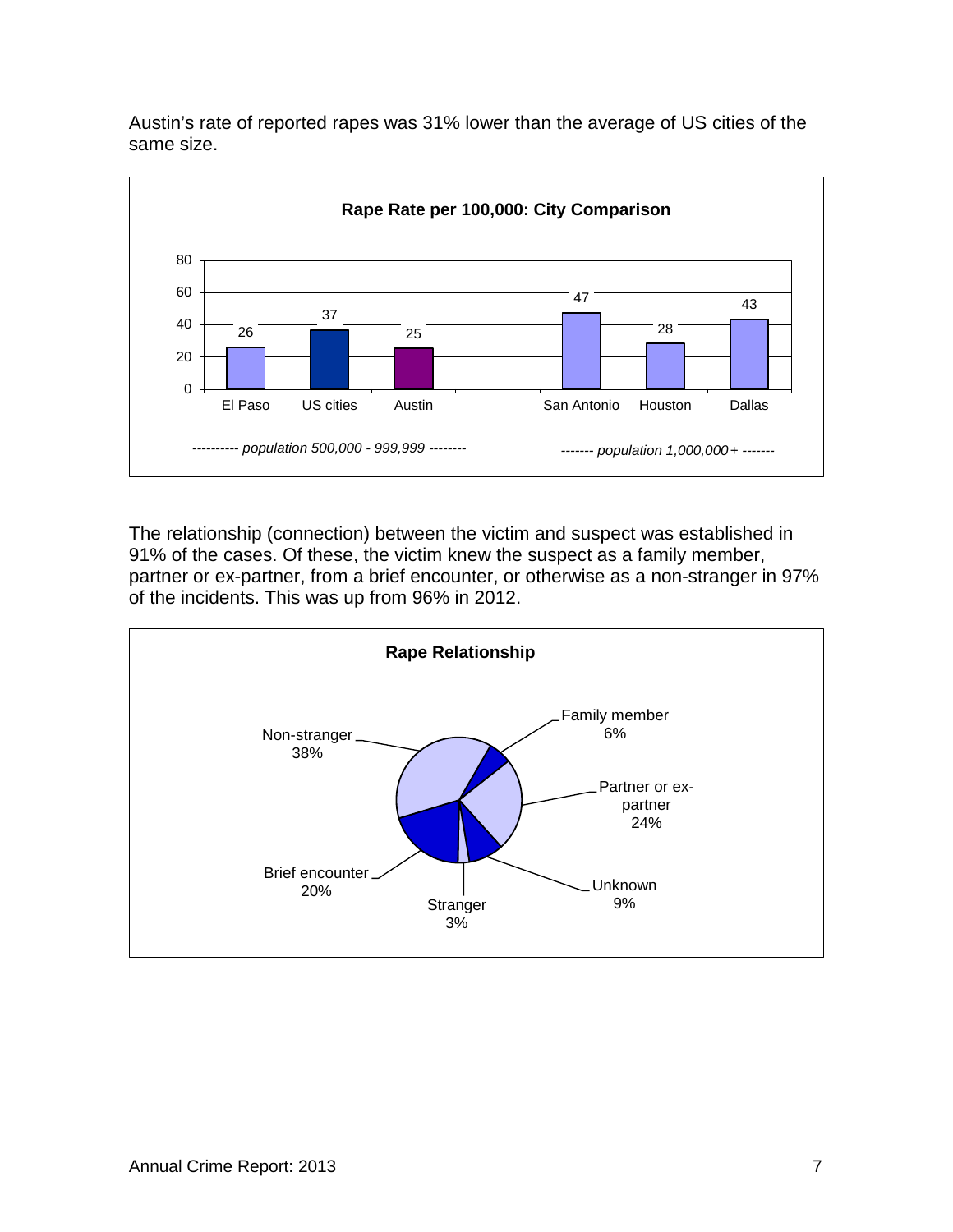Austin's rate of reported rapes was 31% lower than the average of US cities of the same size.

**Rape Rate per 100,000: City Comparison**

| | El Paso | US cities | Austin | San Antonio | Houston | Dallas |
|---|---|---|---|---|---|---|
| Rate | 26 | 37 | 25 | 47 | 28 | 43 |

*---------- population 500,000 - 999,999 --------* (El Paso, US cities, Austin)

*------- population 1,000,000+ -------* (San Antonio, Houston, Dallas)

The relationship (connection) between the victim and suspect was established in 91% of the cases. Of these, the victim knew the suspect as a family member, partner or ex-partner, from a brief encounter, or otherwise as a non-stranger in 97% of the incidents. This was up from 96% in 2012.

**Rape Relationship**

| Relationship | Percent |
|---|---|
| Family member | 6% |
| Partner or ex-partner | 24% |
| Unknown | 9% |
| Stranger | 3% |
| Brief encounter | 20% |
| Non-stranger | 38% |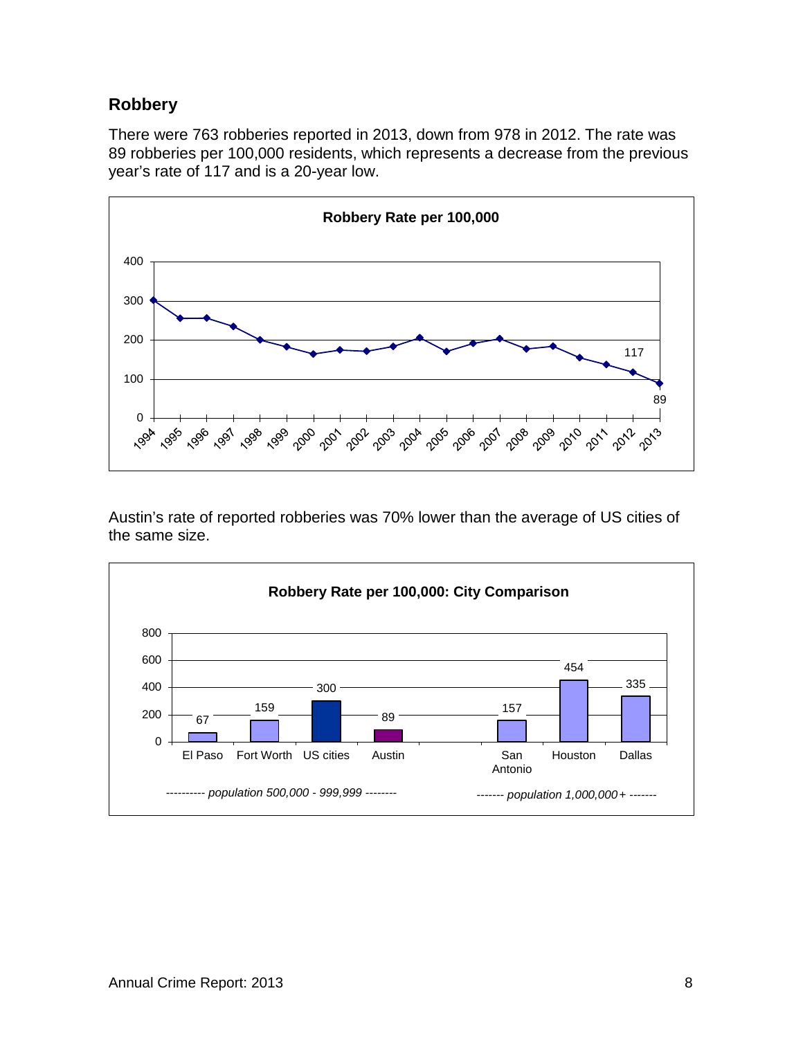## Robbery

There were 763 robberies reported in 2013, down from 978 in 2012. The rate was 89 robberies per 100,000 residents, which represents a decrease from the previous year's rate of 117 and is a 20-year low.

**Robbery Rate per 100,000**

Austin's rate of reported robberies was 70% lower than the average of US cities of the same size.

**Robbery Rate per 100,000: City Comparison**

| City | Rate |
|---|---|
| *population 500,000 - 999,999* | |
| El Paso | 67 |
| Fort Worth | 159 |
| US cities | 300 |
| Austin | 89 |
| *population 1,000,000+* | |
| San Antonio | 157 |
| Houston | 454 |
| Dallas | 335 |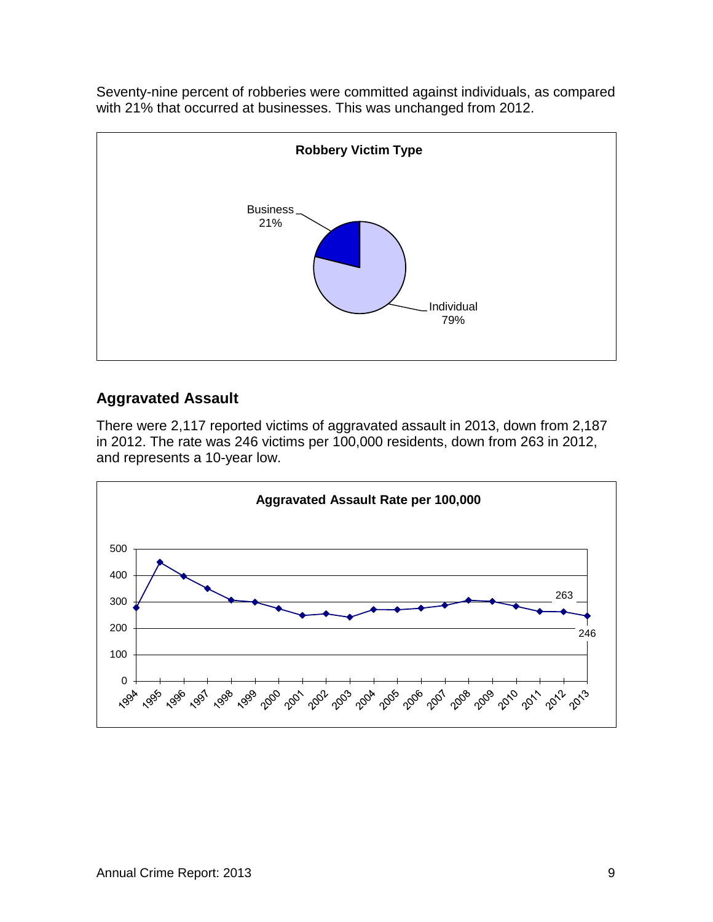Seventy-nine percent of robberies were committed against individuals, as compared with 21% that occurred at businesses. This was unchanged from 2012.

**Robbery Victim Type**

Business 21%

Individual 79%

## Aggravated Assault

There were 2,117 reported victims of aggravated assault in 2013, down from 2,187 in 2012. The rate was 246 victims per 100,000 residents, down from 263 in 2012, and represents a 10-year low.

**Aggravated Assault Rate per 100,000**

263

246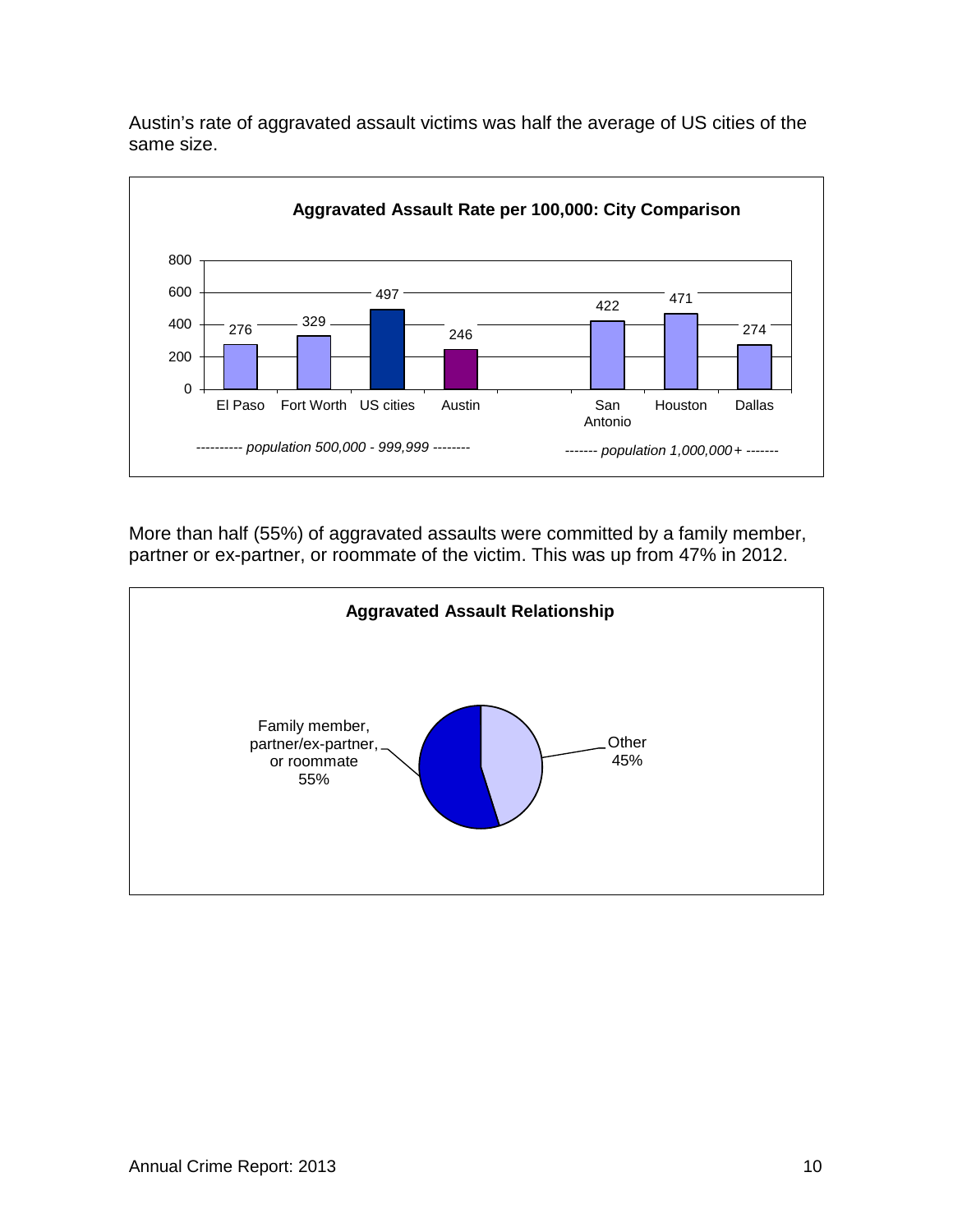Austin's rate of aggravated assault victims was half the average of US cities of the same size.

**Aggravated Assault Rate per 100,000: City Comparison**

| | El Paso | Fort Worth | US cities | Austin | San Antonio | Houston | Dallas |
|---|---|---|---|---|---|---|---|
| Rate per 100,000 | 276 | 329 | 497 | 246 | 422 | 471 | 274 |

*---------- population 500,000 - 999,999 --------* (El Paso, Fort Worth, US cities, Austin)

*------- population 1,000,000+ -------* (San Antonio, Houston, Dallas)

More than half (55%) of aggravated assaults were committed by a family member, partner or ex-partner, or roommate of the victim. This was up from 47% in 2012.

**Aggravated Assault Relationship**

| Relationship | Percent |
|---|---|
| Family member, partner/ex-partner, or roommate | 55% |
| Other | 45% |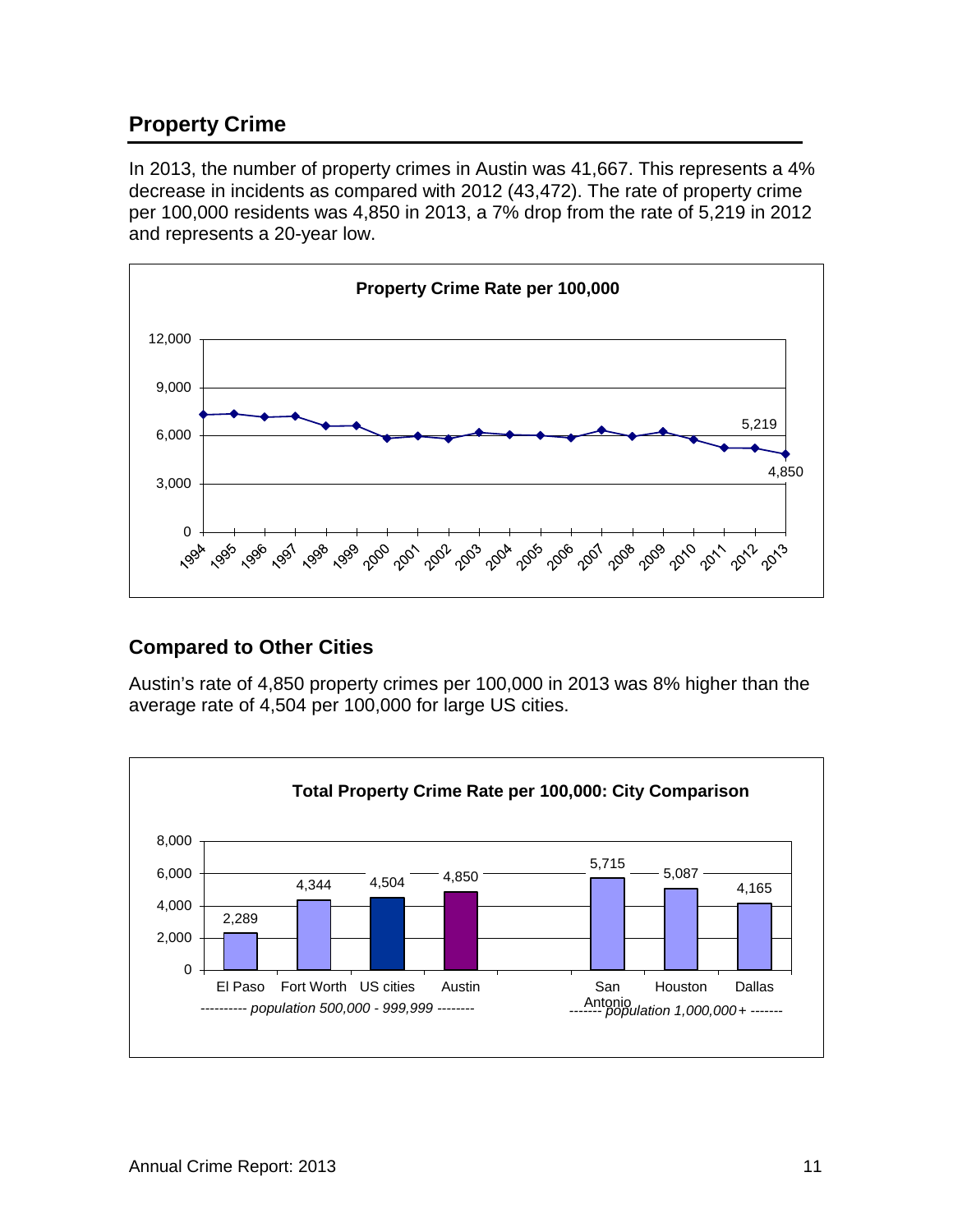## Property Crime

In 2013, the number of property crimes in Austin was 41,667. This represents a 4% decrease in incidents as compared with 2012 (43,472). The rate of property crime per 100,000 residents was 4,850 in 2013, a 7% drop from the rate of 5,219 in 2012 and represents a 20-year low.

**Property Crime Rate per 100,000**

## Compared to Other Cities

Austin's rate of 4,850 property crimes per 100,000 in 2013 was 8% higher than the average rate of 4,504 per 100,000 for large US cities.

**Total Property Crime Rate per 100,000: City Comparison**

| City | Rate per 100,000 | Population group |
|---|---|---|
| El Paso | 2,289 | population 500,000 - 999,999 |
| Fort Worth | 4,344 | population 500,000 - 999,999 |
| US cities | 4,504 | population 500,000 - 999,999 |
| Austin | 4,850 | population 500,000 - 999,999 |
| San Antonio | 5,715 | population 1,000,000+ |
| Houston | 5,087 | population 1,000,000+ |
| Dallas | 4,165 | population 1,000,000+ |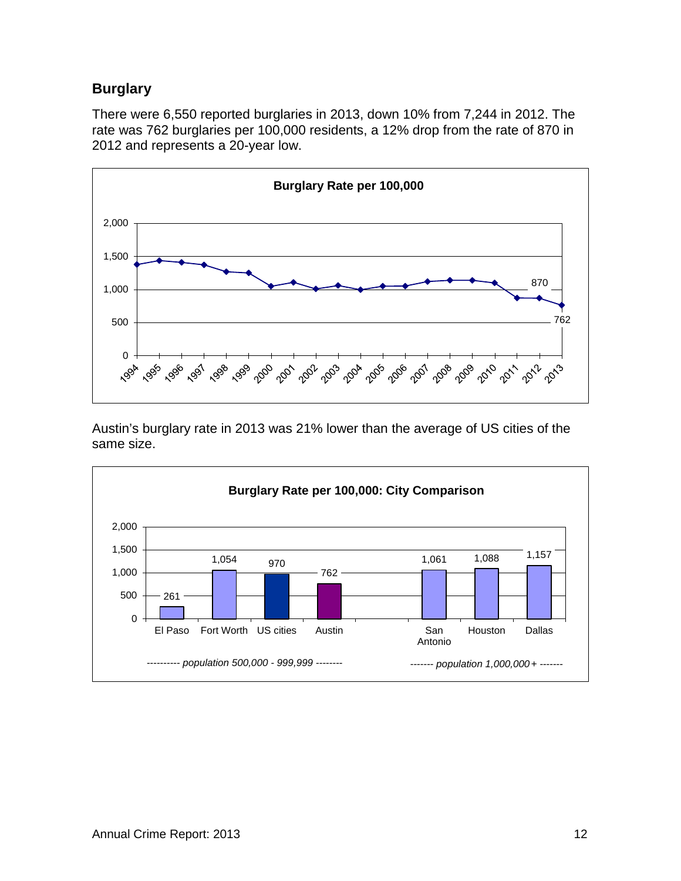## Burglary

There were 6,550 reported burglaries in 2013, down 10% from 7,244 in 2012. The rate was 762 burglaries per 100,000 residents, a 12% drop from the rate of 870 in 2012 and represents a 20-year low.

**Burglary Rate per 100,000**

Austin's burglary rate in 2013 was 21% lower than the average of US cities of the same size.

**Burglary Rate per 100,000: City Comparison**

| City | Burglary Rate per 100,000 | Population group |
| --- | --- | --- |
| El Paso | 261 | population 500,000 - 999,999 |
| Fort Worth | 1,054 | population 500,000 - 999,999 |
| US cities | 970 | population 500,000 - 999,999 |
| Austin | 762 | population 500,000 - 999,999 |
| San Antonio | 1,061 | population 1,000,000+ |
| Houston | 1,088 | population 1,000,000+ |
| Dallas | 1,157 | population 1,000,000+ |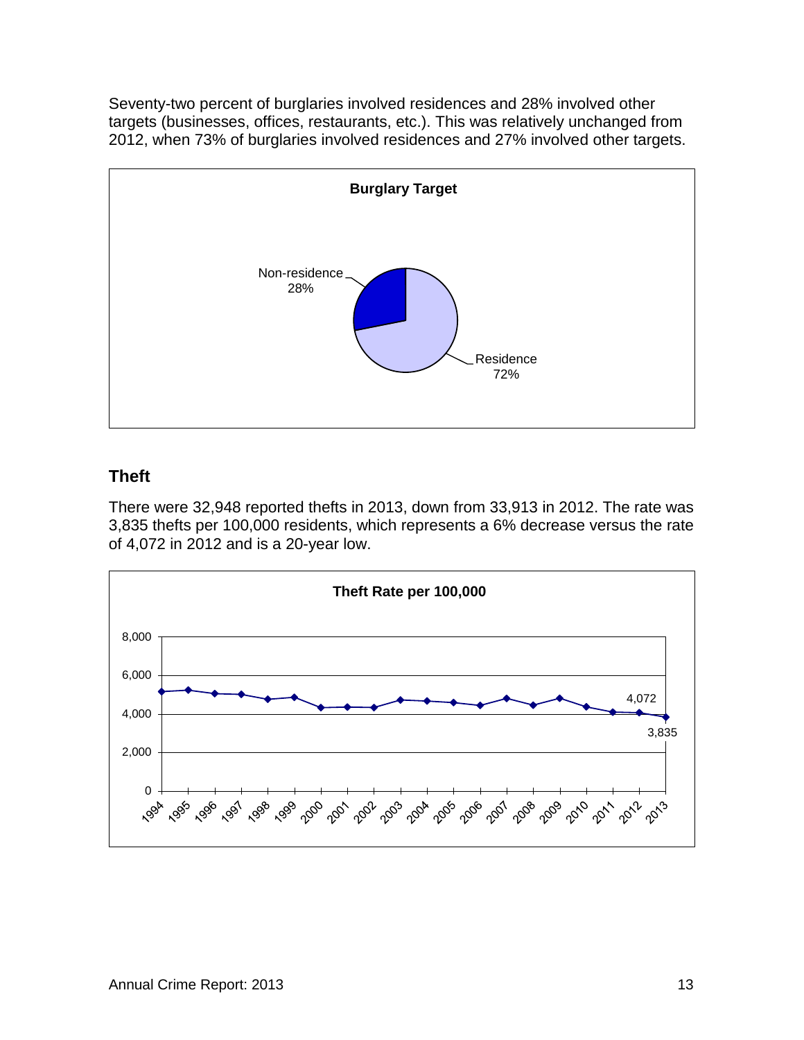Seventy-two percent of burglaries involved residences and 28% involved other targets (businesses, offices, restaurants, etc.). This was relatively unchanged from 2012, when 73% of burglaries involved residences and 27% involved other targets.

**Burglary Target**

Non-residence 28%

Residence 72%

## Theft

There were 32,948 reported thefts in 2013, down from 33,913 in 2012. The rate was 3,835 thefts per 100,000 residents, which represents a 6% decrease versus the rate of 4,072 in 2012 and is a 20-year low.

**Theft Rate per 100,000**

8,000
6,000
4,000
2,000
0

1994 1995 1996 1997 1998 1999 2000 2001 2002 2003 2004 2005 2006 2007 2008 2009 2010 2011 2012 2013

4,072
3,835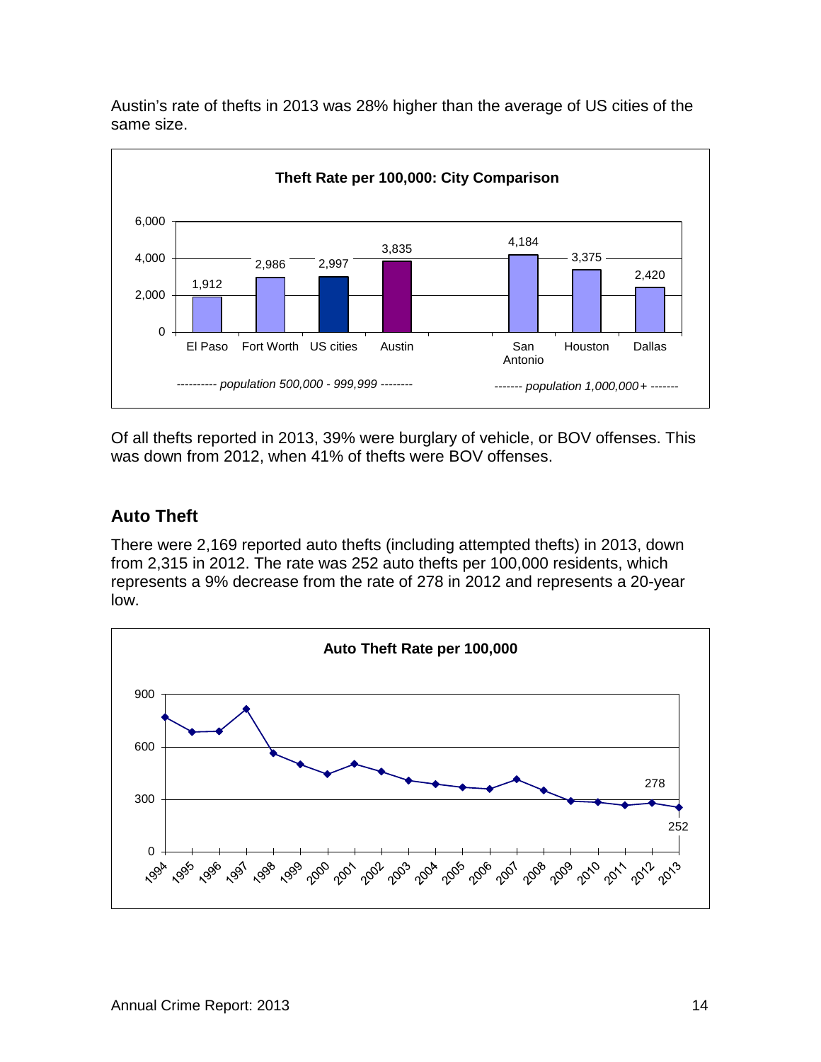Austin's rate of thefts in 2013 was 28% higher than the average of US cities of the same size.

**Theft Rate per 100,000: City Comparison**

| | El Paso | Fort Worth | US cities | Austin | San Antonio | Houston | Dallas |
|---|---|---|---|---|---|---|---|
| Theft Rate per 100,000 | 1,912 | 2,986 | 2,997 | 3,835 | 4,184 | 3,375 | 2,420 |

*---------- population 500,000 - 999,999 --------* (El Paso, Fort Worth, US cities, Austin)

*------- population 1,000,000+ -------* (San Antonio, Houston, Dallas)

Of all thefts reported in 2013, 39% were burglary of vehicle, or BOV offenses. This was down from 2012, when 41% of thefts were BOV offenses.

## Auto Theft

There were 2,169 reported auto thefts (including attempted thefts) in 2013, down from 2,315 in 2012. The rate was 252 auto thefts per 100,000 residents, which represents a 9% decrease from the rate of 278 in 2012 and represents a 20-year low.

**Auto Theft Rate per 100,000**

| Year | Rate |
|---|---|
| 2012 | 278 |
| 2013 | 252 |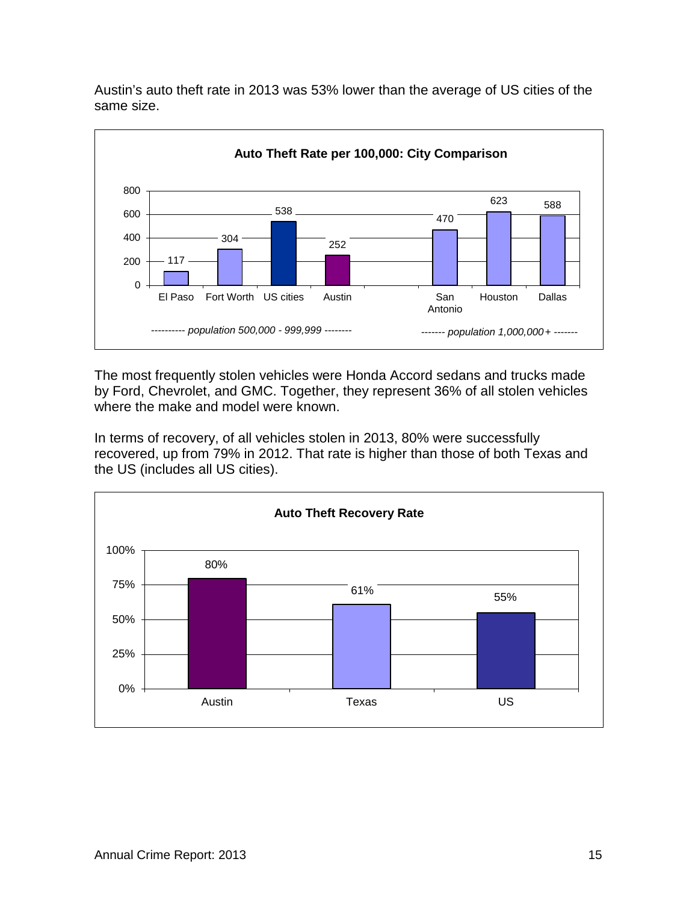Austin's auto theft rate in 2013 was 53% lower than the average of US cities of the same size.

**Auto Theft Rate per 100,000: City Comparison**

| City | Rate |
|---|---|
| *population 500,000 - 999,999* | |
| El Paso | 117 |
| Fort Worth | 304 |
| US cities | 538 |
| Austin | 252 |
| *population 1,000,000+* | |
| San Antonio | 470 |
| Houston | 623 |
| Dallas | 588 |

The most frequently stolen vehicles were Honda Accord sedans and trucks made by Ford, Chevrolet, and GMC. Together, they represent 36% of all stolen vehicles where the make and model were known.

In terms of recovery, of all vehicles stolen in 2013, 80% were successfully recovered, up from 79% in 2012. That rate is higher than those of both Texas and the US (includes all US cities).

**Auto Theft Recovery Rate**

| | Recovery Rate |
|---|---|
| Austin | 80% |
| Texas | 61% |
| US | 55% |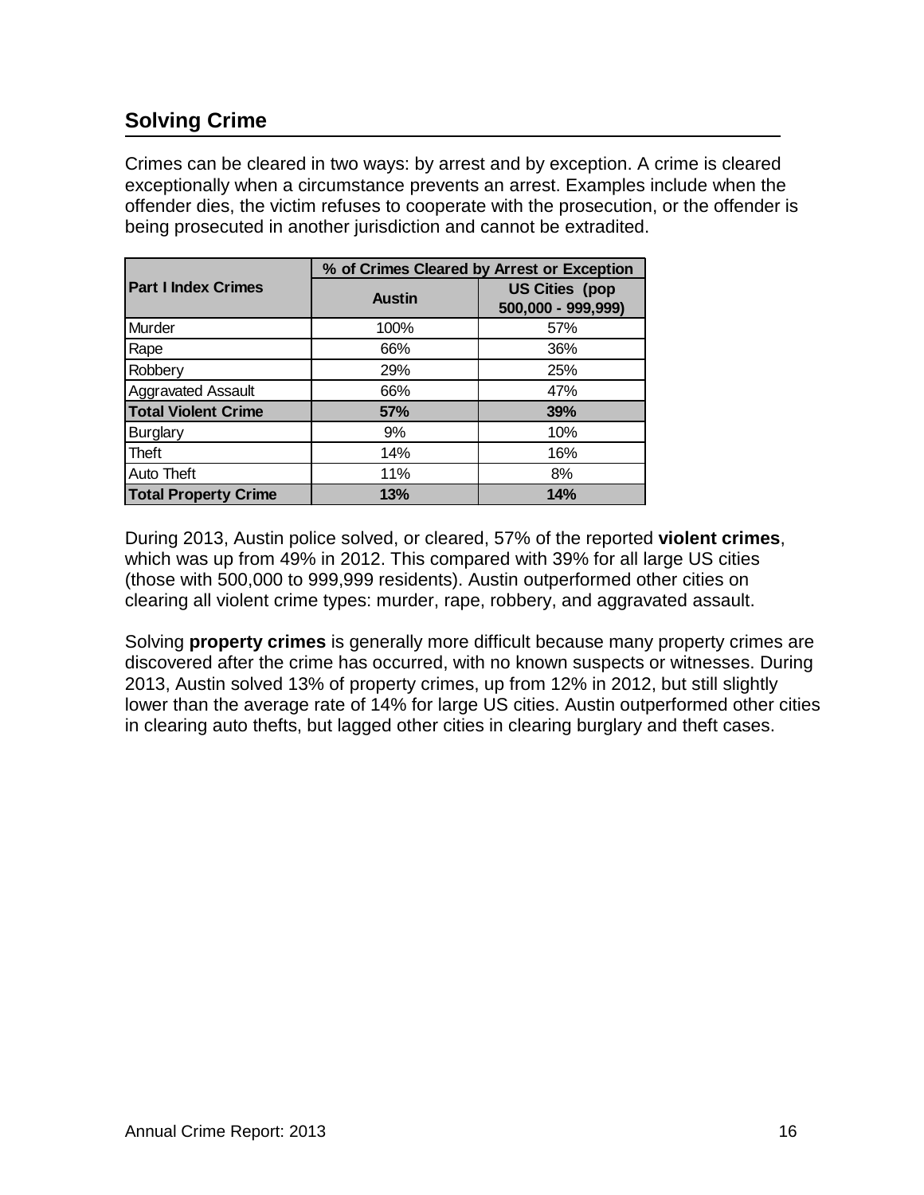## Solving Crime

Crimes can be cleared in two ways: by arrest and by exception. A crime is cleared exceptionally when a circumstance prevents an arrest. Examples include when the offender dies, the victim refuses to cooperate with the prosecution, or the offender is being prosecuted in another jurisdiction and cannot be extradited.

| Part I Index Crimes | % of Crimes Cleared by Arrest or Exception | |
|---|---|---|
| | **Austin** | **US Cities (pop 500,000 - 999,999)** |
| Murder | 100% | 57% |
| Rape | 66% | 36% |
| Robbery | 29% | 25% |
| Aggravated Assault | 66% | 47% |
| **Total Violent Crime** | **57%** | **39%** |
| Burglary | 9% | 10% |
| Theft | 14% | 16% |
| Auto Theft | 11% | 8% |
| **Total Property Crime** | **13%** | **14%** |

During 2013, Austin police solved, or cleared, 57% of the reported **violent crimes**, which was up from 49% in 2012. This compared with 39% for all large US cities (those with 500,000 to 999,999 residents). Austin outperformed other cities on clearing all violent crime types: murder, rape, robbery, and aggravated assault.

Solving **property crimes** is generally more difficult because many property crimes are discovered after the crime has occurred, with no known suspects or witnesses. During 2013, Austin solved 13% of property crimes, up from 12% in 2012, but still slightly lower than the average rate of 14% for large US cities. Austin outperformed other cities in clearing auto thefts, but lagged other cities in clearing burglary and theft cases.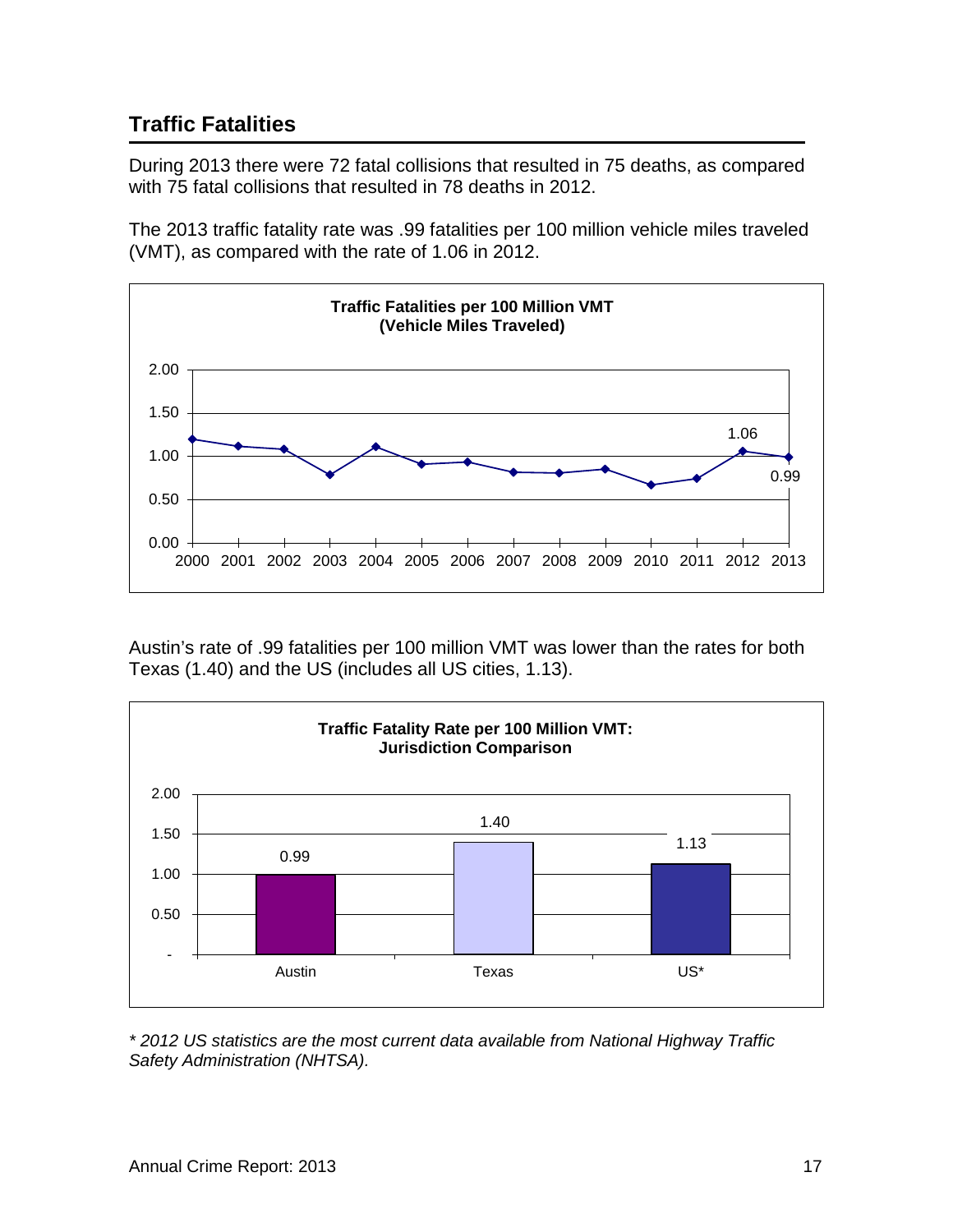## Traffic Fatalities

During 2013 there were 72 fatal collisions that resulted in 75 deaths, as compared with 75 fatal collisions that resulted in 78 deaths in 2012.

The 2013 traffic fatality rate was .99 fatalities per 100 million vehicle miles traveled (VMT), as compared with the rate of 1.06 in 2012.

**Traffic Fatalities per 100 Million VMT (Vehicle Miles Traveled)**

Austin's rate of .99 fatalities per 100 million VMT was lower than the rates for both Texas (1.40) and the US (includes all US cities, 1.13).

**Traffic Fatality Rate per 100 Million VMT: Jurisdiction Comparison**

| Jurisdiction | Rate |
|---|---|
| Austin | 0.99 |
| Texas | 1.40 |
| US* | 1.13 |

*\* 2012 US statistics are the most current data available from National Highway Traffic Safety Administration (NHTSA).*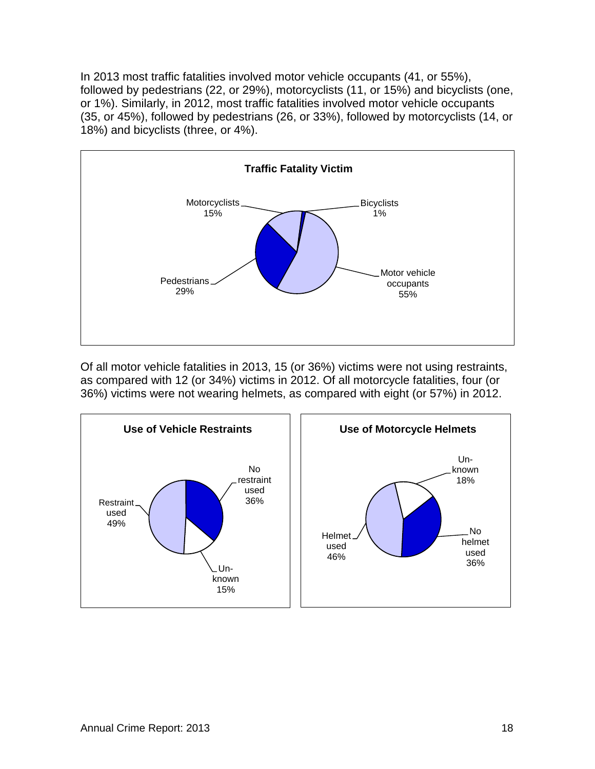In 2013 most traffic fatalities involved motor vehicle occupants (41, or 55%), followed by pedestrians (22, or 29%), motorcyclists (11, or 15%) and bicyclists (one, or 1%). Similarly, in 2012, most traffic fatalities involved motor vehicle occupants (35, or 45%), followed by pedestrians (26, or 33%), followed by motorcyclists (14, or 18%) and bicyclists (three, or 4%).

**Traffic Fatality Victim**

| Category | Percent |
|---|---|
| Motor vehicle occupants | 55% |
| Pedestrians | 29% |
| Motorcyclists | 15% |
| Bicyclists | 1% |

Of all motor vehicle fatalities in 2013, 15 (or 36%) victims were not using restraints, as compared with 12 (or 34%) victims in 2012. Of all motorcycle fatalities, four (or 36%) victims were not wearing helmets, as compared with eight (or 57%) in 2012.

**Use of Vehicle Restraints**

| Category | Percent |
|---|---|
| Restraint used | 49% |
| No restraint used | 36% |
| Unknown | 15% |

**Use of Motorcycle Helmets**

| Category | Percent |
|---|---|
| Helmet used | 46% |
| No helmet used | 36% |
| Unknown | 18% |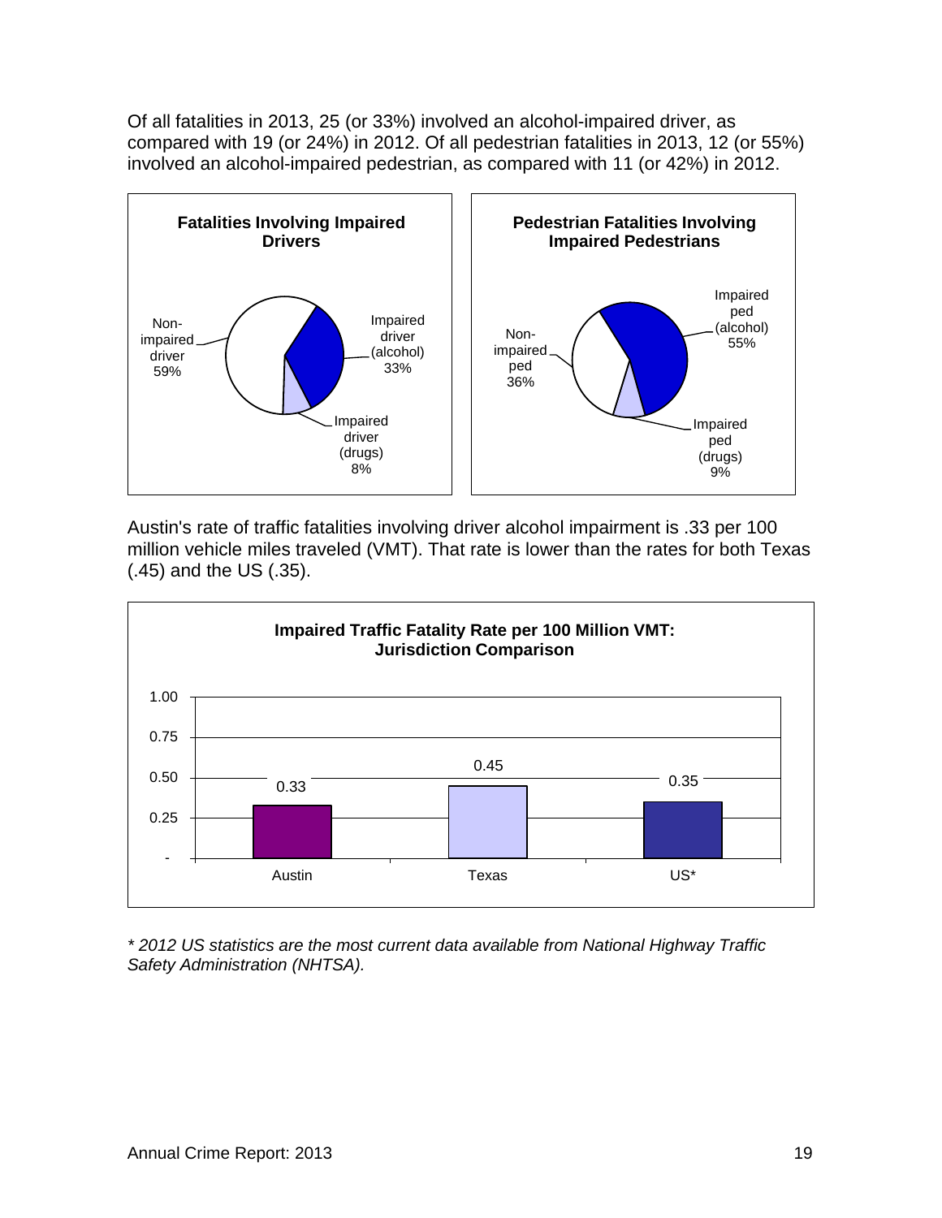Of all fatalities in 2013, 25 (or 33%) involved an alcohol-impaired driver, as compared with 19 (or 24%) in 2012. Of all pedestrian fatalities in 2013, 12 (or 55%) involved an alcohol-impaired pedestrian, as compared with 11 (or 42%) in 2012.

**Fatalities Involving Impaired Drivers**

| Category | Percent |
|---|---|
| Non-impaired driver | 59% |
| Impaired driver (alcohol) | 33% |
| Impaired driver (drugs) | 8% |

**Pedestrian Fatalities Involving Impaired Pedestrians**

| Category | Percent |
|---|---|
| Non-impaired ped | 36% |
| Impaired ped (alcohol) | 55% |
| Impaired ped (drugs) | 9% |

Austin's rate of traffic fatalities involving driver alcohol impairment is .33 per 100 million vehicle miles traveled (VMT). That rate is lower than the rates for both Texas (.45) and the US (.35).

**Impaired Traffic Fatality Rate per 100 Million VMT: Jurisdiction Comparison**

| Jurisdiction | Rate |
|---|---|
| Austin | 0.33 |
| Texas | 0.45 |
| US* | 0.35 |

*\* 2012 US statistics are the most current data available from National Highway Traffic Safety Administration (NHTSA).*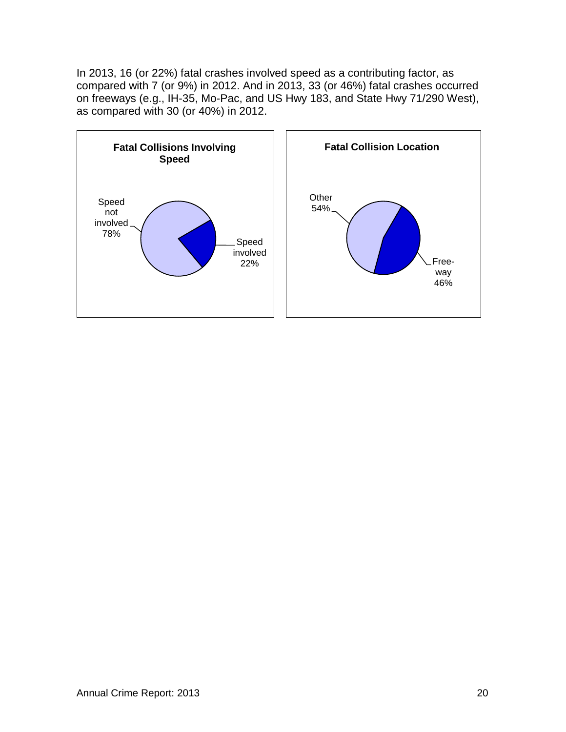In 2013, 16 (or 22%) fatal crashes involved speed as a contributing factor, as compared with 7 (or 9%) in 2012. And in 2013, 33 (or 46%) fatal crashes occurred on freeways (e.g., IH-35, Mo-Pac, and US Hwy 183, and State Hwy 71/290 West), as compared with 30 (or 40%) in 2012.

**Fatal Collisions Involving Speed**

Speed not involved 78%

Speed involved 22%

**Fatal Collision Location**

Other 54%

Free-way 46%